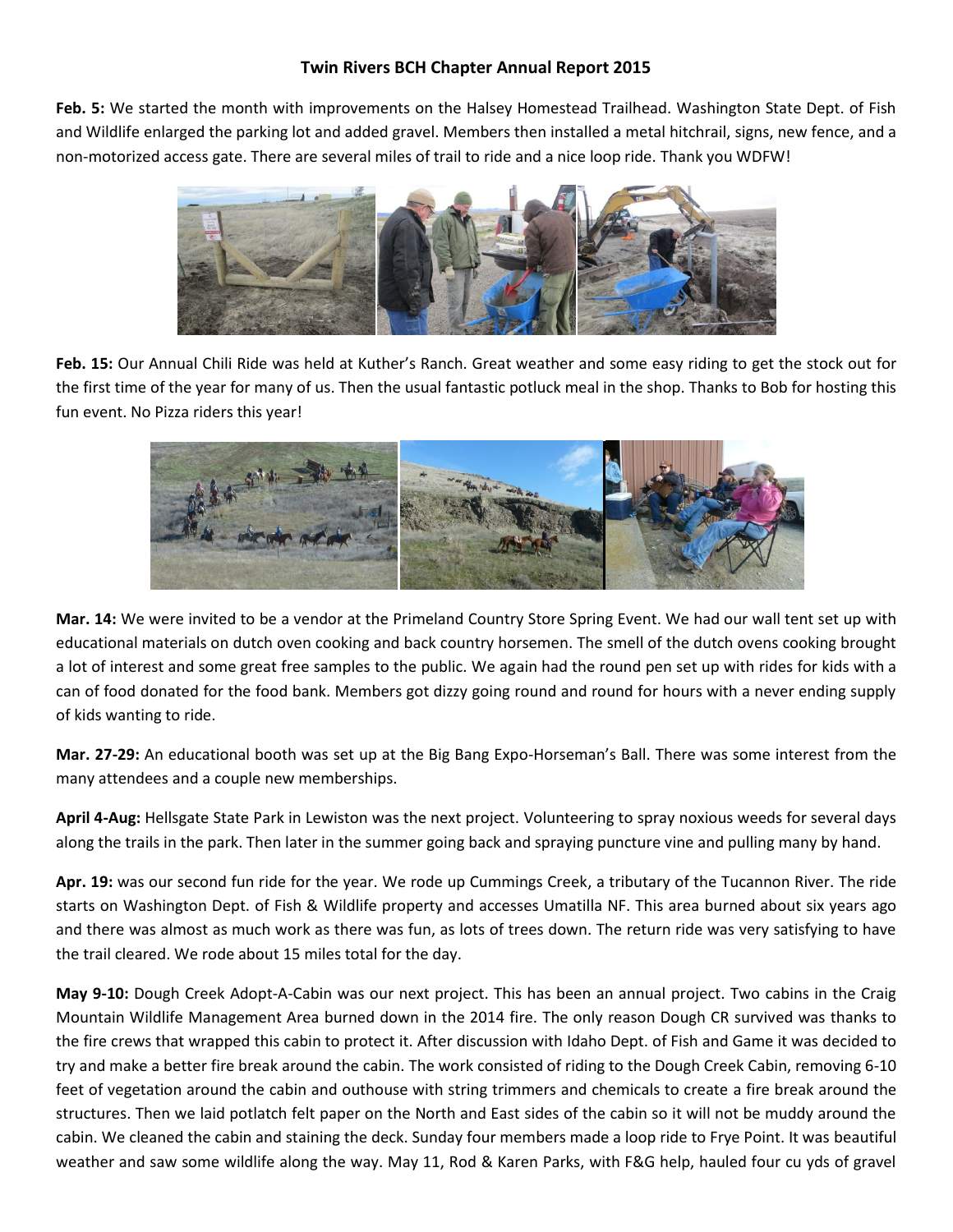# Twin Rivers BCH Chapter Annual Report 2015

**Feb. 5:** We started the month with improvements on the Halsey Homestead Trailhead. Washington State Dept. of Fish and Wildlife enlarged the parking lot and added gravel. Members then installed a metal hitchrail, signs, new fence, and a non-motorized access gate. There are several miles of trail to ride and a nice loop ride. Thank you WDFW!

**Feb. 15:** Our Annual Chili Ride was held at Kuther's Ranch. Great weather and some easy riding to get the stock out for the first time of the year for many of us. Then the usual fantastic potluck meal in the shop. Thanks to Bob for hosting this fun event. No Pizza riders this year!

**Mar. 14:** We were invited to be a vendor at the Primeland Country Store Spring Event. We had our wall tent set up with educational materials on dutch oven cooking and back country horsemen. The smell of the dutch ovens cooking brought a lot of interest and some great free samples to the public. We again had the round pen set up with rides for kids with a can of food donated for the food bank. Members got dizzy going round and round for hours with a never ending supply of kids wanting to ride.

**Mar. 27-29:** An educational booth was set up at the Big Bang Expo-Horseman's Ball. There was some interest from the many attendees and a couple new memberships.

**April 4-Aug:** Hellsgate State Park in Lewiston was the next project. Volunteering to spray noxious weeds for several days along the trails in the park. Then later in the summer going back and spraying puncture vine and pulling many by hand.

**Apr. 19:** was our second fun ride for the year. We rode up Cummings Creek, a tributary of the Tucannon River. The ride starts on Washington Dept. of Fish & Wildlife property and accesses Umatilla NF. This area burned about six years ago and there was almost as much work as there was fun, as lots of trees down. The return ride was very satisfying to have the trail cleared. We rode about 15 miles total for the day.

**May 9-10:** Dough Creek Adopt-A-Cabin was our next project. This has been an annual project. Two cabins in the Craig Mountain Wildlife Management Area burned down in the 2014 fire. The only reason Dough CR survived was thanks to the fire crews that wrapped this cabin to protect it. After discussion with Idaho Dept. of Fish and Game it was decided to try and make a better fire break around the cabin. The work consisted of riding to the Dough Creek Cabin, removing 6-10 feet of vegetation around the cabin and outhouse with string trimmers and chemicals to create a fire break around the structures. Then we laid potlatch felt paper on the North and East sides of the cabin so it will not be muddy around the cabin. We cleaned the cabin and staining the deck. Sunday four members made a loop ride to Frye Point. It was beautiful weather and saw some wildlife along the way. May 11, Rod & Karen Parks, with F&G help, hauled four cu yds of gravel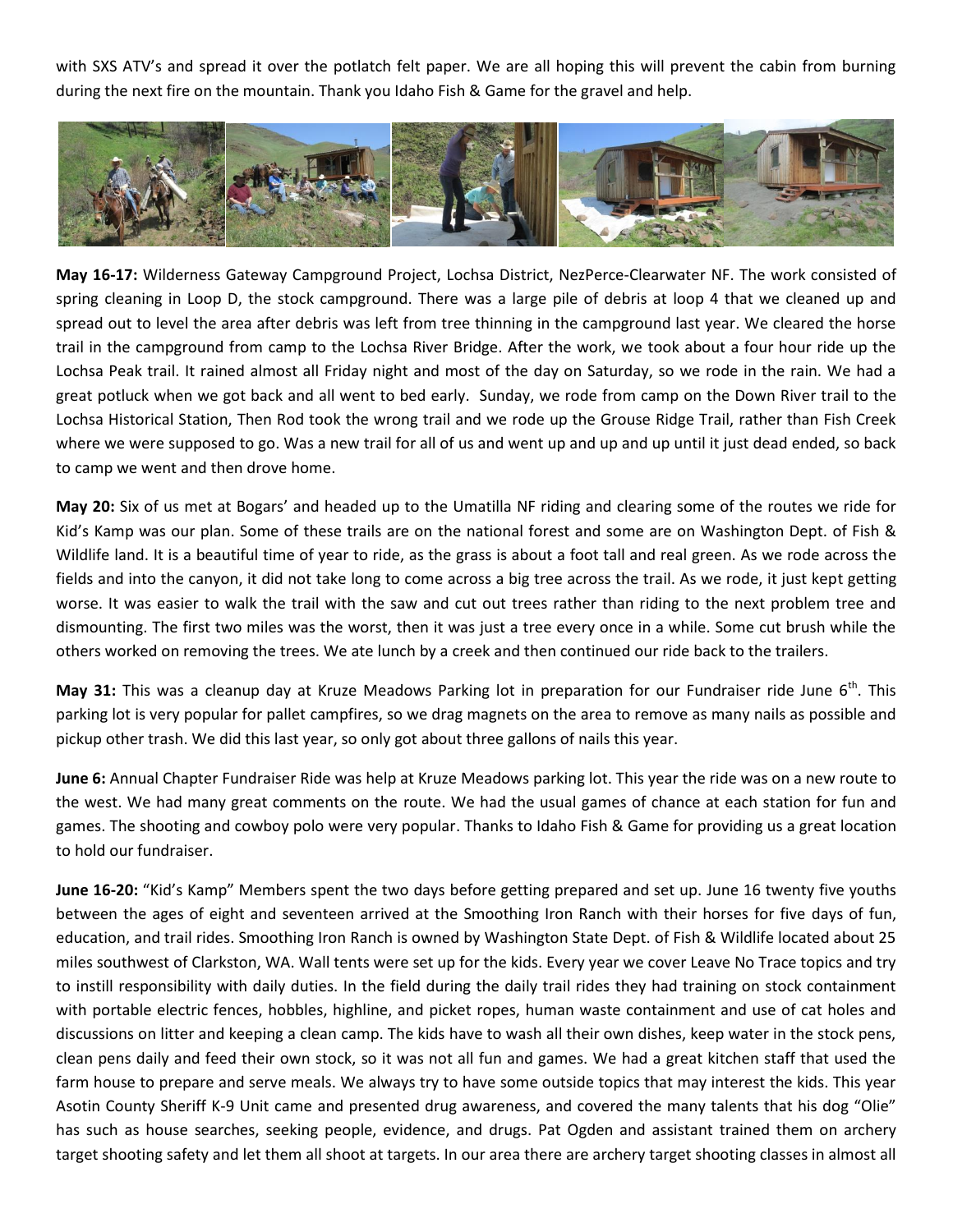with SXS ATV's and spread it over the potlatch felt paper. We are all hoping this will prevent the cabin from burning during the next fire on the mountain. Thank you Idaho Fish & Game for the gravel and help.

**May 16-17:** Wilderness Gateway Campground Project, Lochsa District, NezPerce-Clearwater NF. The work consisted of spring cleaning in Loop D, the stock campground. There was a large pile of debris at loop 4 that we cleaned up and spread out to level the area after debris was left from tree thinning in the campground last year. We cleared the horse trail in the campground from camp to the Lochsa River Bridge. After the work, we took about a four hour ride up the Lochsa Peak trail. It rained almost all Friday night and most of the day on Saturday, so we rode in the rain. We had a great potluck when we got back and all went to bed early. Sunday, we rode from camp on the Down River trail to the Lochsa Historical Station, Then Rod took the wrong trail and we rode up the Grouse Ridge Trail, rather than Fish Creek where we were supposed to go. Was a new trail for all of us and went up and up and up until it just dead ended, so back to camp we went and then drove home.

**May 20:** Six of us met at Bogars' and headed up to the Umatilla NF riding and clearing some of the routes we ride for Kid's Kamp was our plan. Some of these trails are on the national forest and some are on Washington Dept. of Fish & Wildlife land. It is a beautiful time of year to ride, as the grass is about a foot tall and real green. As we rode across the fields and into the canyon, it did not take long to come across a big tree across the trail. As we rode, it just kept getting worse. It was easier to walk the trail with the saw and cut out trees rather than riding to the next problem tree and dismounting. The first two miles was the worst, then it was just a tree every once in a while. Some cut brush while the others worked on removing the trees. We ate lunch by a creek and then continued our ride back to the trailers.

**May 31:** This was a cleanup day at Kruze Meadows Parking lot in preparation for our Fundraiser ride June 6th. This parking lot is very popular for pallet campfires, so we drag magnets on the area to remove as many nails as possible and pickup other trash. We did this last year, so only got about three gallons of nails this year.

**June 6:** Annual Chapter Fundraiser Ride was help at Kruze Meadows parking lot. This year the ride was on a new route to the west. We had many great comments on the route. We had the usual games of chance at each station for fun and games. The shooting and cowboy polo were very popular. Thanks to Idaho Fish & Game for providing us a great location to hold our fundraiser.

**June 16-20:** "Kid's Kamp" Members spent the two days before getting prepared and set up. June 16 twenty five youths between the ages of eight and seventeen arrived at the Smoothing Iron Ranch with their horses for five days of fun, education, and trail rides. Smoothing Iron Ranch is owned by Washington State Dept. of Fish & Wildlife located about 25 miles southwest of Clarkston, WA. Wall tents were set up for the kids. Every year we cover Leave No Trace topics and try to instill responsibility with daily duties. In the field during the daily trail rides they had training on stock containment with portable electric fences, hobbles, highline, and picket ropes, human waste containment and use of cat holes and discussions on litter and keeping a clean camp. The kids have to wash all their own dishes, keep water in the stock pens, clean pens daily and feed their own stock, so it was not all fun and games. We had a great kitchen staff that used the farm house to prepare and serve meals. We always try to have some outside topics that may interest the kids. This year Asotin County Sheriff K-9 Unit came and presented drug awareness, and covered the many talents that his dog "Olie" has such as house searches, seeking people, evidence, and drugs. Pat Ogden and assistant trained them on archery target shooting safety and let them all shoot at targets. In our area there are archery target shooting classes in almost all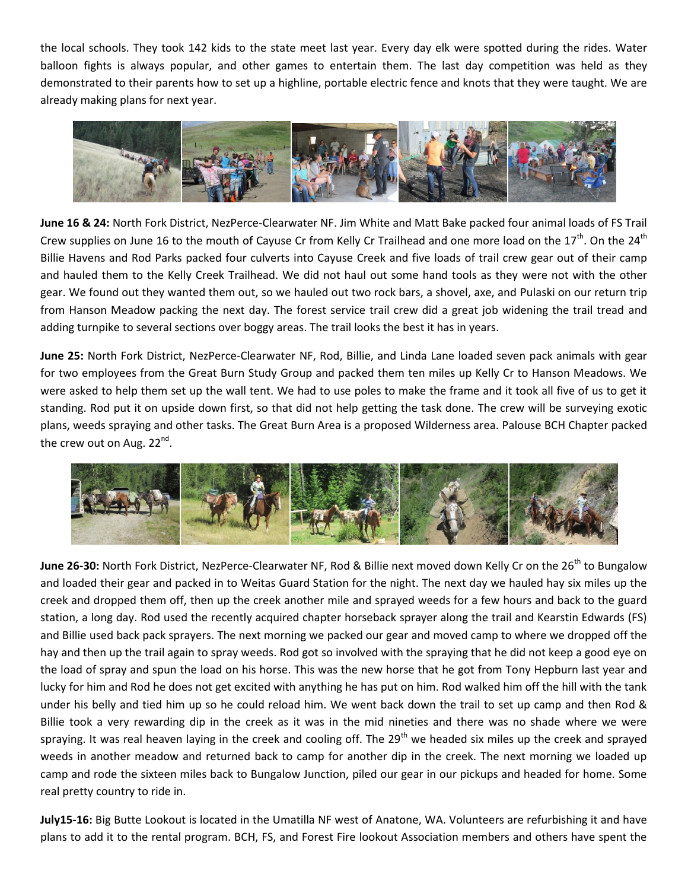the local schools. They took 142 kids to the state meet last year. Every day elk were spotted during the rides. Water balloon fights is always popular, and other games to entertain them. The last day competition was held as they demonstrated to their parents how to set up a highline, portable electric fence and knots that they were taught. We are already making plans for next year.

**June 16 & 24:** North Fork District, NezPerce-Clearwater NF. Jim White and Matt Bake packed four animal loads of FS Trail Crew supplies on June 16 to the mouth of Cayuse Cr from Kelly Cr Trailhead and one more load on the 17th. On the 24th Billie Havens and Rod Parks packed four culverts into Cayuse Creek and five loads of trail crew gear out of their camp and hauled them to the Kelly Creek Trailhead. We did not haul out some hand tools as they were not with the other gear. We found out they wanted them out, so we hauled out two rock bars, a shovel, axe, and Pulaski on our return trip from Hanson Meadow packing the next day. The forest service trail crew did a great job widening the trail tread and adding turnpike to several sections over boggy areas. The trail looks the best it has in years.

**June 25:** North Fork District, NezPerce-Clearwater NF, Rod, Billie, and Linda Lane loaded seven pack animals with gear for two employees from the Great Burn Study Group and packed them ten miles up Kelly Cr to Hanson Meadows. We were asked to help them set up the wall tent. We had to use poles to make the frame and it took all five of us to get it standing. Rod put it on upside down first, so that did not help getting the task done. The crew will be surveying exotic plans, weeds spraying and other tasks. The Great Burn Area is a proposed Wilderness area. Palouse BCH Chapter packed the crew out on Aug. 22nd.

**June 26-30:** North Fork District, NezPerce-Clearwater NF, Rod & Billie next moved down Kelly Cr on the 26th to Bungalow and loaded their gear and packed in to Weitas Guard Station for the night. The next day we hauled hay six miles up the creek and dropped them off, then up the creek another mile and sprayed weeds for a few hours and back to the guard station, a long day. Rod used the recently acquired chapter horseback sprayer along the trail and Kearstin Edwards (FS) and Billie used back pack sprayers. The next morning we packed our gear and moved camp to where we dropped off the hay and then up the trail again to spray weeds. Rod got so involved with the spraying that he did not keep a good eye on the load of spray and spun the load on his horse. This was the new horse that he got from Tony Hepburn last year and lucky for him and Rod he does not get excited with anything he has put on him. Rod walked him off the hill with the tank under his belly and tied him up so he could reload him. We went back down the trail to set up camp and then Rod & Billie took a very rewarding dip in the creek as it was in the mid nineties and there was no shade where we were spraying. It was real heaven laying in the creek and cooling off. The 29th we headed six miles up the creek and sprayed weeds in another meadow and returned back to camp for another dip in the creek. The next morning we loaded up camp and rode the sixteen miles back to Bungalow Junction, piled our gear in our pickups and headed for home. Some real pretty country to ride in.

**July15-16:** Big Butte Lookout is located in the Umatilla NF west of Anatone, WA. Volunteers are refurbishing it and have plans to add it to the rental program. BCH, FS, and Forest Fire lookout Association members and others have spent the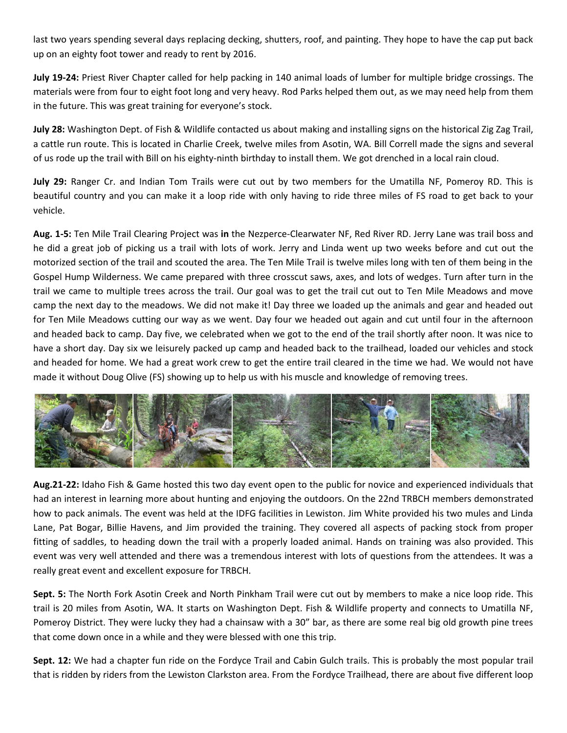last two years spending several days replacing decking, shutters, roof, and painting. They hope to have the cap put back up on an eighty foot tower and ready to rent by 2016.

**July 19-24:** Priest River Chapter called for help packing in 140 animal loads of lumber for multiple bridge crossings. The materials were from four to eight foot long and very heavy. Rod Parks helped them out, as we may need help from them in the future. This was great training for everyone's stock.

**July 28:** Washington Dept. of Fish & Wildlife contacted us about making and installing signs on the historical Zig Zag Trail, a cattle run route. This is located in Charlie Creek, twelve miles from Asotin, WA. Bill Correll made the signs and several of us rode up the trail with Bill on his eighty-ninth birthday to install them. We got drenched in a local rain cloud.

**July 29:** Ranger Cr. and Indian Tom Trails were cut out by two members for the Umatilla NF, Pomeroy RD. This is beautiful country and you can make it a loop ride with only having to ride three miles of FS road to get back to your vehicle.

**Aug. 1-5:** Ten Mile Trail Clearing Project was **in** the Nezperce-Clearwater NF, Red River RD. Jerry Lane was trail boss and he did a great job of picking us a trail with lots of work. Jerry and Linda went up two weeks before and cut out the motorized section of the trail and scouted the area. The Ten Mile Trail is twelve miles long with ten of them being in the Gospel Hump Wilderness. We came prepared with three crosscut saws, axes, and lots of wedges. Turn after turn in the trail we came to multiple trees across the trail. Our goal was to get the trail cut out to Ten Mile Meadows and move camp the next day to the meadows. We did not make it! Day three we loaded up the animals and gear and headed out for Ten Mile Meadows cutting our way as we went. Day four we headed out again and cut until four in the afternoon and headed back to camp. Day five, we celebrated when we got to the end of the trail shortly after noon. It was nice to have a short day. Day six we leisurely packed up camp and headed back to the trailhead, loaded our vehicles and stock and headed for home. We had a great work crew to get the entire trail cleared in the time we had. We would not have made it without Doug Olive (FS) showing up to help us with his muscle and knowledge of removing trees.

**Aug.21-22:** Idaho Fish & Game hosted this two day event open to the public for novice and experienced individuals that had an interest in learning more about hunting and enjoying the outdoors. On the 22nd TRBCH members demonstrated how to pack animals. The event was held at the IDFG facilities in Lewiston. Jim White provided his two mules and Linda Lane, Pat Bogar, Billie Havens, and Jim provided the training. They covered all aspects of packing stock from proper fitting of saddles, to heading down the trail with a properly loaded animal. Hands on training was also provided. This event was very well attended and there was a tremendous interest with lots of questions from the attendees. It was a really great event and excellent exposure for TRBCH.

**Sept. 5:** The North Fork Asotin Creek and North Pinkham Trail were cut out by members to make a nice loop ride. This trail is 20 miles from Asotin, WA. It starts on Washington Dept. Fish & Wildlife property and connects to Umatilla NF, Pomeroy District. They were lucky they had a chainsaw with a 30" bar, as there are some real big old growth pine trees that come down once in a while and they were blessed with one this trip.

**Sept. 12:** We had a chapter fun ride on the Fordyce Trail and Cabin Gulch trails. This is probably the most popular trail that is ridden by riders from the Lewiston Clarkston area. From the Fordyce Trailhead, there are about five different loop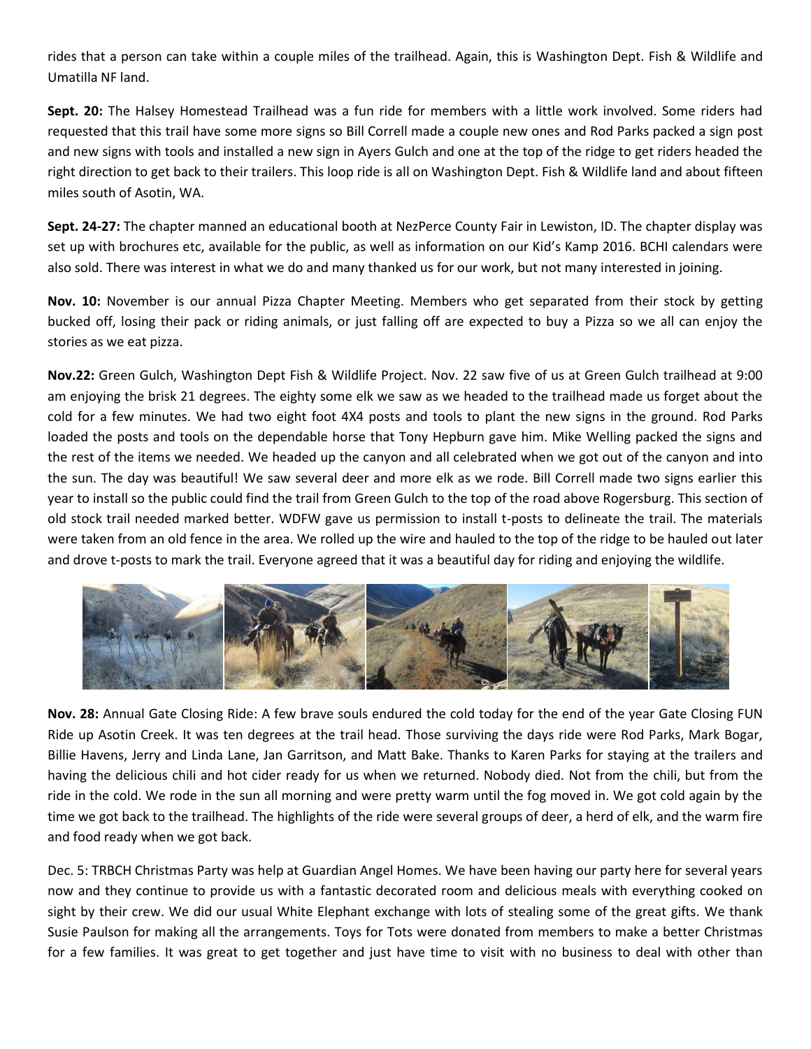rides that a person can take within a couple miles of the trailhead. Again, this is Washington Dept. Fish & Wildlife and Umatilla NF land.

**Sept. 20:** The Halsey Homestead Trailhead was a fun ride for members with a little work involved. Some riders had requested that this trail have some more signs so Bill Correll made a couple new ones and Rod Parks packed a sign post and new signs with tools and installed a new sign in Ayers Gulch and one at the top of the ridge to get riders headed the right direction to get back to their trailers. This loop ride is all on Washington Dept. Fish & Wildlife land and about fifteen miles south of Asotin, WA.

**Sept. 24-27:** The chapter manned an educational booth at NezPerce County Fair in Lewiston, ID. The chapter display was set up with brochures etc, available for the public, as well as information on our Kid's Kamp 2016. BCHI calendars were also sold. There was interest in what we do and many thanked us for our work, but not many interested in joining.

**Nov. 10:** November is our annual Pizza Chapter Meeting. Members who get separated from their stock by getting bucked off, losing their pack or riding animals, or just falling off are expected to buy a Pizza so we all can enjoy the stories as we eat pizza.

**Nov.22:** Green Gulch, Washington Dept Fish & Wildlife Project. Nov. 22 saw five of us at Green Gulch trailhead at 9:00 am enjoying the brisk 21 degrees. The eighty some elk we saw as we headed to the trailhead made us forget about the cold for a few minutes. We had two eight foot 4X4 posts and tools to plant the new signs in the ground. Rod Parks loaded the posts and tools on the dependable horse that Tony Hepburn gave him. Mike Welling packed the signs and the rest of the items we needed. We headed up the canyon and all celebrated when we got out of the canyon and into the sun. The day was beautiful! We saw several deer and more elk as we rode. Bill Correll made two signs earlier this year to install so the public could find the trail from Green Gulch to the top of the road above Rogersburg. This section of old stock trail needed marked better. WDFW gave us permission to install t-posts to delineate the trail. The materials were taken from an old fence in the area. We rolled up the wire and hauled to the top of the ridge to be hauled out later and drove t-posts to mark the trail. Everyone agreed that it was a beautiful day for riding and enjoying the wildlife.

**Nov. 28:** Annual Gate Closing Ride: A few brave souls endured the cold today for the end of the year Gate Closing FUN Ride up Asotin Creek. It was ten degrees at the trail head. Those surviving the days ride were Rod Parks, Mark Bogar, Billie Havens, Jerry and Linda Lane, Jan Garritson, and Matt Bake. Thanks to Karen Parks for staying at the trailers and having the delicious chili and hot cider ready for us when we returned. Nobody died. Not from the chili, but from the ride in the cold. We rode in the sun all morning and were pretty warm until the fog moved in. We got cold again by the time we got back to the trailhead. The highlights of the ride were several groups of deer, a herd of elk, and the warm fire and food ready when we got back.

Dec. 5: TRBCH Christmas Party was help at Guardian Angel Homes. We have been having our party here for several years now and they continue to provide us with a fantastic decorated room and delicious meals with everything cooked on sight by their crew. We did our usual White Elephant exchange with lots of stealing some of the great gifts. We thank Susie Paulson for making all the arrangements. Toys for Tots were donated from members to make a better Christmas for a few families. It was great to get together and just have time to visit with no business to deal with other than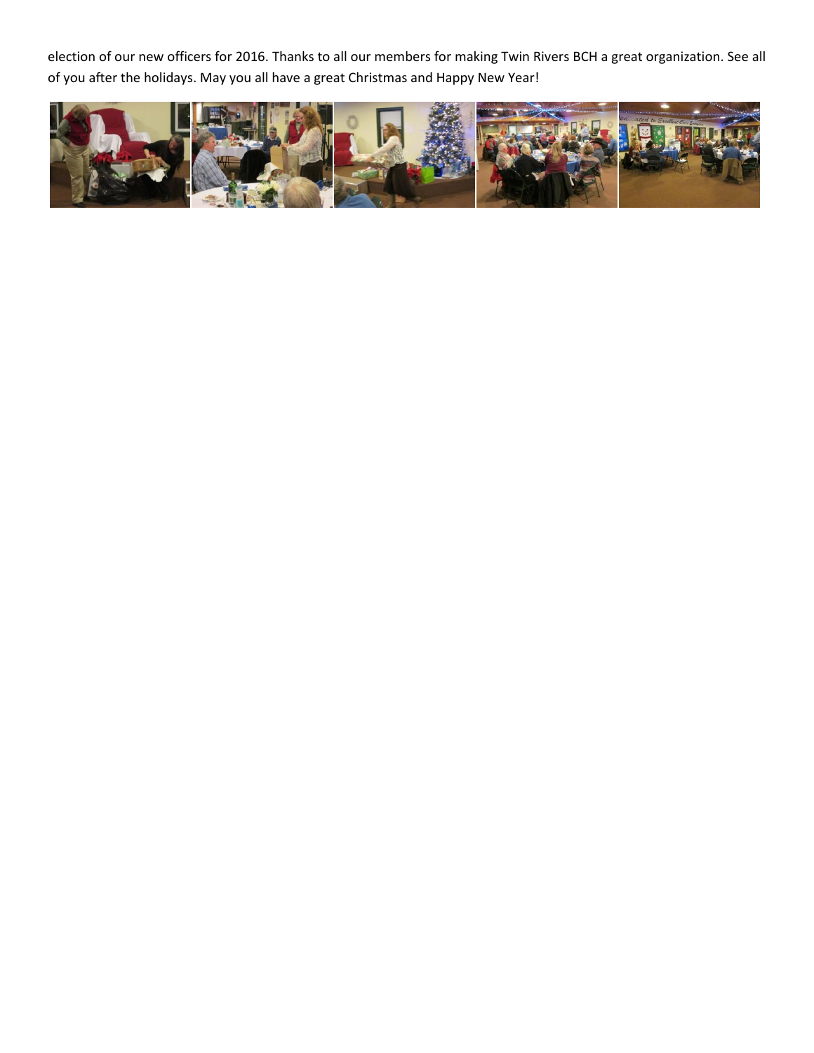election of our new officers for 2016. Thanks to all our members for making Twin Rivers BCH a great organization. See all of you after the holidays. May you all have a great Christmas and Happy New Year!